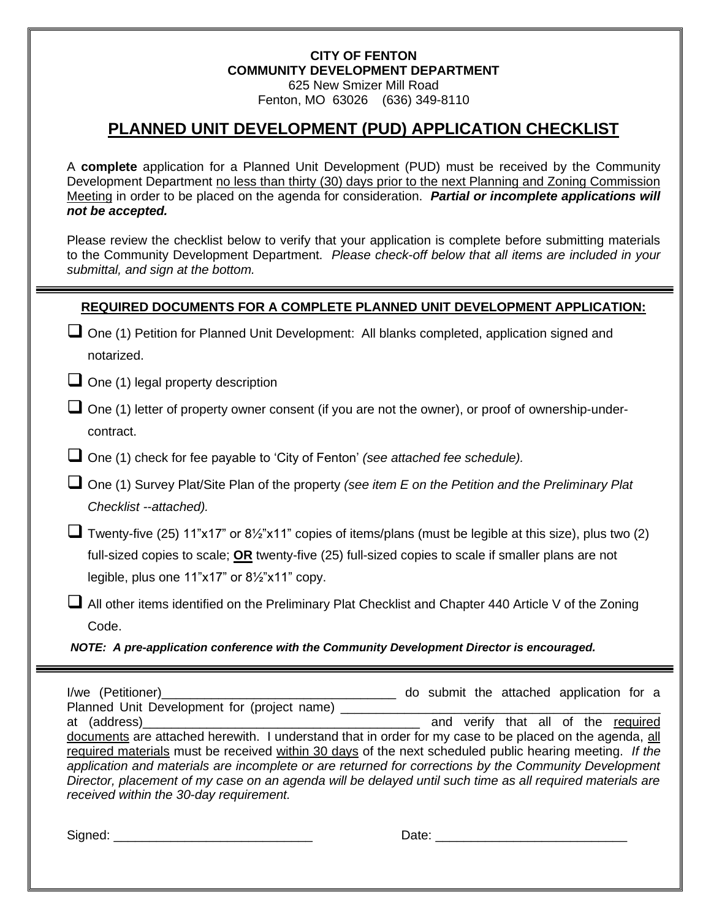**CITY OF FENTON**
**COMMUNITY DEVELOPMENT DEPARTMENT**
625 New Smizer Mill Road
Fenton, MO 63026 (636) 349-8110

# PLANNED UNIT DEVELOPMENT (PUD) APPLICATION CHECKLIST

A **complete** application for a Planned Unit Development (PUD) must be received by the Community Development Department no less than thirty (30) days prior to the next Planning and Zoning Commission Meeting in order to be placed on the agenda for consideration. ***Partial or incomplete applications will not be accepted.***

Please review the checklist below to verify that your application is complete before submitting materials to the Community Development Department. *Please check-off below that all items are included in your submittal, and sign at the bottom.*

---

## REQUIRED DOCUMENTS FOR A COMPLETE PLANNED UNIT DEVELOPMENT APPLICATION:

- ☐ One (1) Petition for Planned Unit Development: All blanks completed, application signed and notarized.
- ☐ One (1) legal property description
- ☐ One (1) letter of property owner consent (if you are not the owner), or proof of ownership-under-contract.
- ☐ One (1) check for fee payable to 'City of Fenton' *(see attached fee schedule).*
- ☐ One (1) Survey Plat/Site Plan of the property *(see item E on the Petition and the Preliminary Plat Checklist --attached).*
- ☐ Twenty-five (25) 11"x17" or 8½"x11" copies of items/plans (must be legible at this size), plus two (2) full-sized copies to scale; **OR** twenty-five (25) full-sized copies to scale if smaller plans are not legible, plus one 11"x17" or 8½"x11" copy.
- ☐ All other items identified on the Preliminary Plat Checklist and Chapter 440 Article V of the Zoning Code.

***NOTE: A pre-application conference with the Community Development Director is encouraged.***

---

I/we (Petitioner)__________________________________ do submit the attached application for a Planned Unit Development for (project name) ______________________________________________ at (address)________________________________________ and verify that all of the required documents are attached herewith. I understand that in order for my case to be placed on the agenda, all required materials must be received within 30 days of the next scheduled public hearing meeting. *If the application and materials are incomplete or are returned for corrections by the Community Development Director, placement of my case on an agenda will be delayed until such time as all required materials are received within the 30-day requirement.*

Signed: ____________________________ Date: ___________________________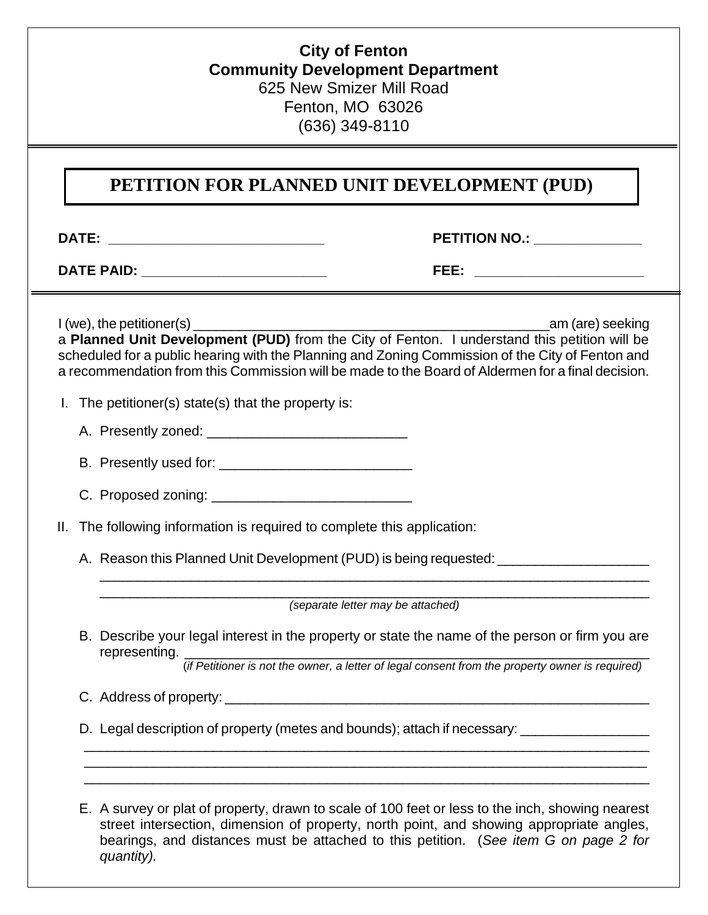**City of Fenton**
**Community Development Department**
625 New Smizer Mill Road
Fenton, MO 63026
(636) 349-8110

# PETITION FOR PLANNED UNIT DEVELOPMENT (PUD)

**DATE:** ____________________________ **PETITION NO.:** ______________

**DATE PAID:** ________________________ **FEE:** ______________________

I (we), the petitioner(s) _______________________________________________am (are) seeking a **Planned Unit Development (PUD)** from the City of Fenton. I understand this petition will be scheduled for a public hearing with the Planning and Zoning Commission of the City of Fenton and a recommendation from this Commission will be made to the Board of Aldermen for a final decision.

I. The petitioner(s) state(s) that the property is:

   A. Presently zoned: __________________________

   B. Presently used for: _________________________

   C. Proposed zoning: __________________________

II. The following information is required to complete this application:

   A. Reason this Planned Unit Development (PUD) is being requested: ____________________
   ________________________________________________________________________
   ________________________________________________________________________
   *(separate letter may be attached)*

   B. Describe your legal interest in the property or state the name of the person or firm you are representing. _________________________________________________________________
   (*if Petitioner is not the owner, a letter of legal consent from the property owner is required)*

   C. Address of property: ____________________________________________________________

   D. Legal description of property (metes and bounds); attach if necessary: _________________
   ________________________________________________________________________
   ________________________________________________________________________
   ________________________________________________________________________

   E. A survey or plat of property, drawn to scale of 100 feet or less to the inch, showing nearest street intersection, dimension of property, north point, and showing appropriate angles, bearings, and distances must be attached to this petition. (*See item G on page 2 for quantity).*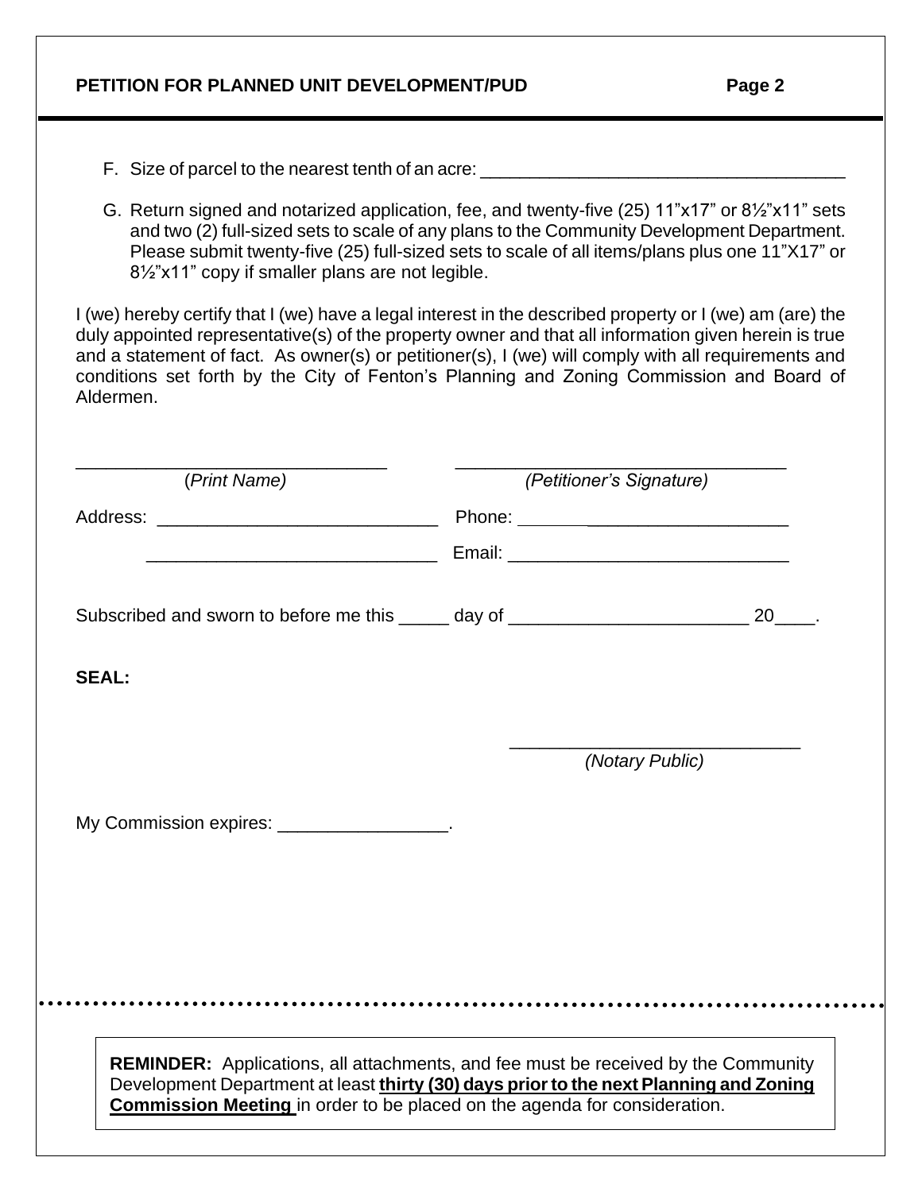F. Size of parcel to the nearest tenth of an acre: ____________________________________

G. Return signed and notarized application, fee, and twenty-five (25) 11"x17" or 8½"x11" sets and two (2) full-sized sets to scale of any plans to the Community Development Department. Please submit twenty-five (25) full-sized sets to scale of all items/plans plus one 11"X17" or 8½"x11" copy if smaller plans are not legible.

I (we) hereby certify that I (we) have a legal interest in the described property or I (we) am (are) the duly appointed representative(s) of the property owner and that all information given herein is true and a statement of fact. As owner(s) or petitioner(s), I (we) will comply with all requirements and conditions set forth by the City of Fenton's Planning and Zoning Commission and Board of Aldermen.

______________________________ ______________________________

(*Print Name*) (*Petitioner's Signature*)

Address: ____________________________ Phone: ____________________________

____________________________ Email: ____________________________

Subscribed and sworn to before me this _____ day of ________________________ 20____.

**SEAL:**

______________________________

*(Notary Public)*

My Commission expires: _________________.

**REMINDER:** Applications, all attachments, and fee must be received by the Community Development Department at least **thirty (30) days prior to the next Planning and Zoning Commission Meeting** in order to be placed on the agenda for consideration.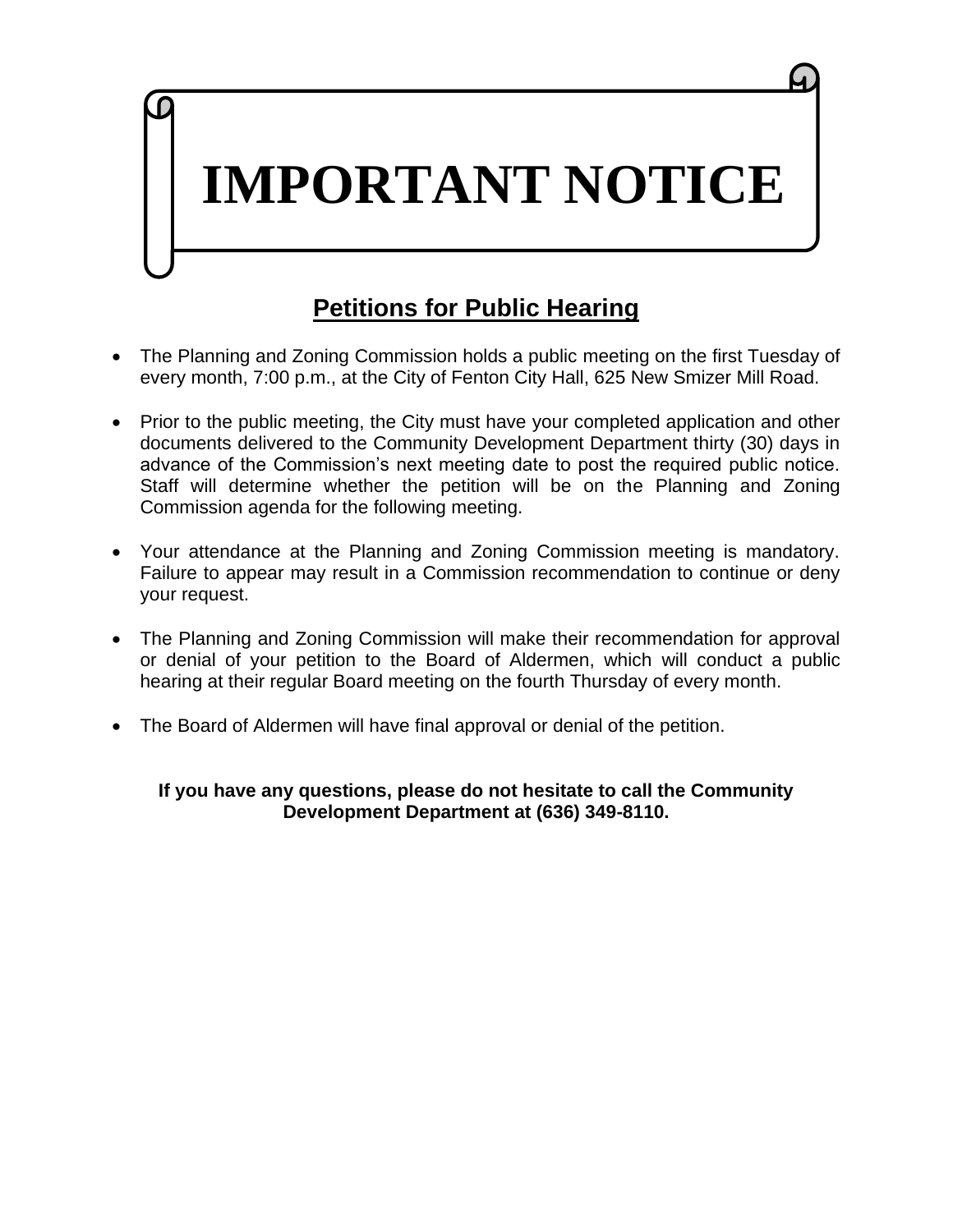# IMPORTANT NOTICE

## Petitions for Public Hearing

- The Planning and Zoning Commission holds a public meeting on the first Tuesday of every month, 7:00 p.m., at the City of Fenton City Hall, 625 New Smizer Mill Road.

- Prior to the public meeting, the City must have your completed application and other documents delivered to the Community Development Department thirty (30) days in advance of the Commission's next meeting date to post the required public notice. Staff will determine whether the petition will be on the Planning and Zoning Commission agenda for the following meeting.

- Your attendance at the Planning and Zoning Commission meeting is mandatory. Failure to appear may result in a Commission recommendation to continue or deny your request.

- The Planning and Zoning Commission will make their recommendation for approval or denial of your petition to the Board of Aldermen, which will conduct a public hearing at their regular Board meeting on the fourth Thursday of every month.

- The Board of Aldermen will have final approval or denial of the petition.

**If you have any questions, please do not hesitate to call the Community Development Department at (636) 349-8110.**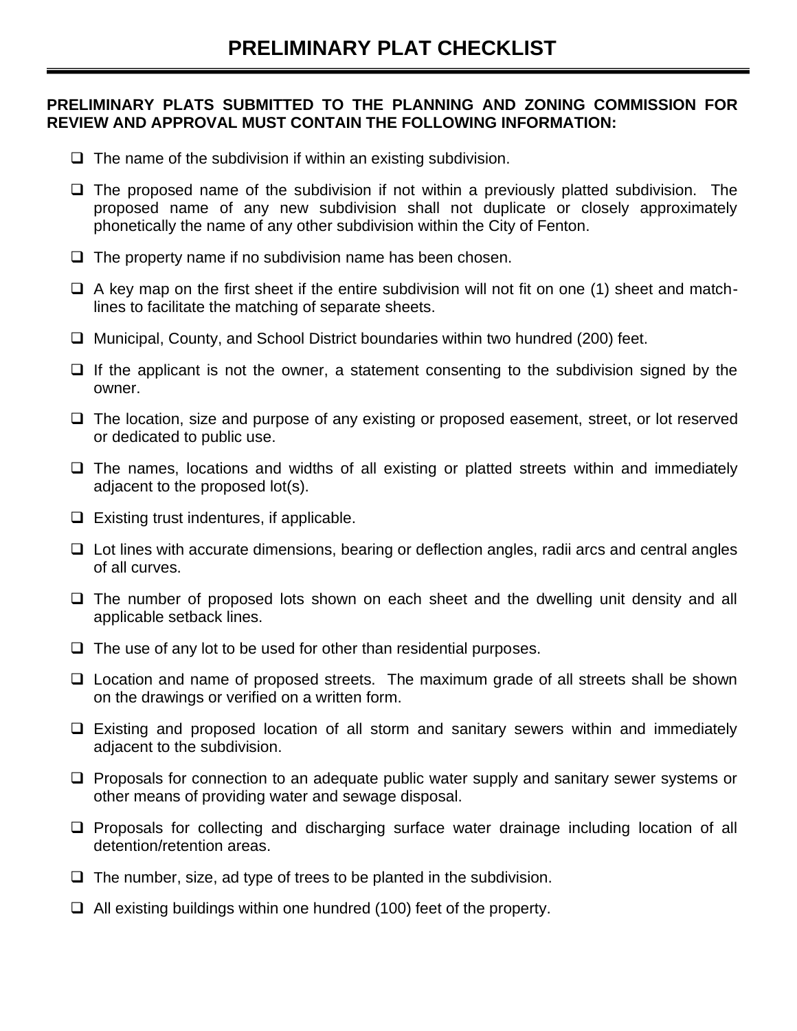# PRELIMINARY PLAT CHECKLIST

**PRELIMINARY PLATS SUBMITTED TO THE PLANNING AND ZONING COMMISSION FOR REVIEW AND APPROVAL MUST CONTAIN THE FOLLOWING INFORMATION:**

- [ ] The name of the subdivision if within an existing subdivision.
- [ ] The proposed name of the subdivision if not within a previously platted subdivision. The proposed name of any new subdivision shall not duplicate or closely approximately phonetically the name of any other subdivision within the City of Fenton.
- [ ] The property name if no subdivision name has been chosen.
- [ ] A key map on the first sheet if the entire subdivision will not fit on one (1) sheet and match-lines to facilitate the matching of separate sheets.
- [ ] Municipal, County, and School District boundaries within two hundred (200) feet.
- [ ] If the applicant is not the owner, a statement consenting to the subdivision signed by the owner.
- [ ] The location, size and purpose of any existing or proposed easement, street, or lot reserved or dedicated to public use.
- [ ] The names, locations and widths of all existing or platted streets within and immediately adjacent to the proposed lot(s).
- [ ] Existing trust indentures, if applicable.
- [ ] Lot lines with accurate dimensions, bearing or deflection angles, radii arcs and central angles of all curves.
- [ ] The number of proposed lots shown on each sheet and the dwelling unit density and all applicable setback lines.
- [ ] The use of any lot to be used for other than residential purposes.
- [ ] Location and name of proposed streets. The maximum grade of all streets shall be shown on the drawings or verified on a written form.
- [ ] Existing and proposed location of all storm and sanitary sewers within and immediately adjacent to the subdivision.
- [ ] Proposals for connection to an adequate public water supply and sanitary sewer systems or other means of providing water and sewage disposal.
- [ ] Proposals for collecting and discharging surface water drainage including location of all detention/retention areas.
- [ ] The number, size, ad type of trees to be planted in the subdivision.
- [ ] All existing buildings within one hundred (100) feet of the property.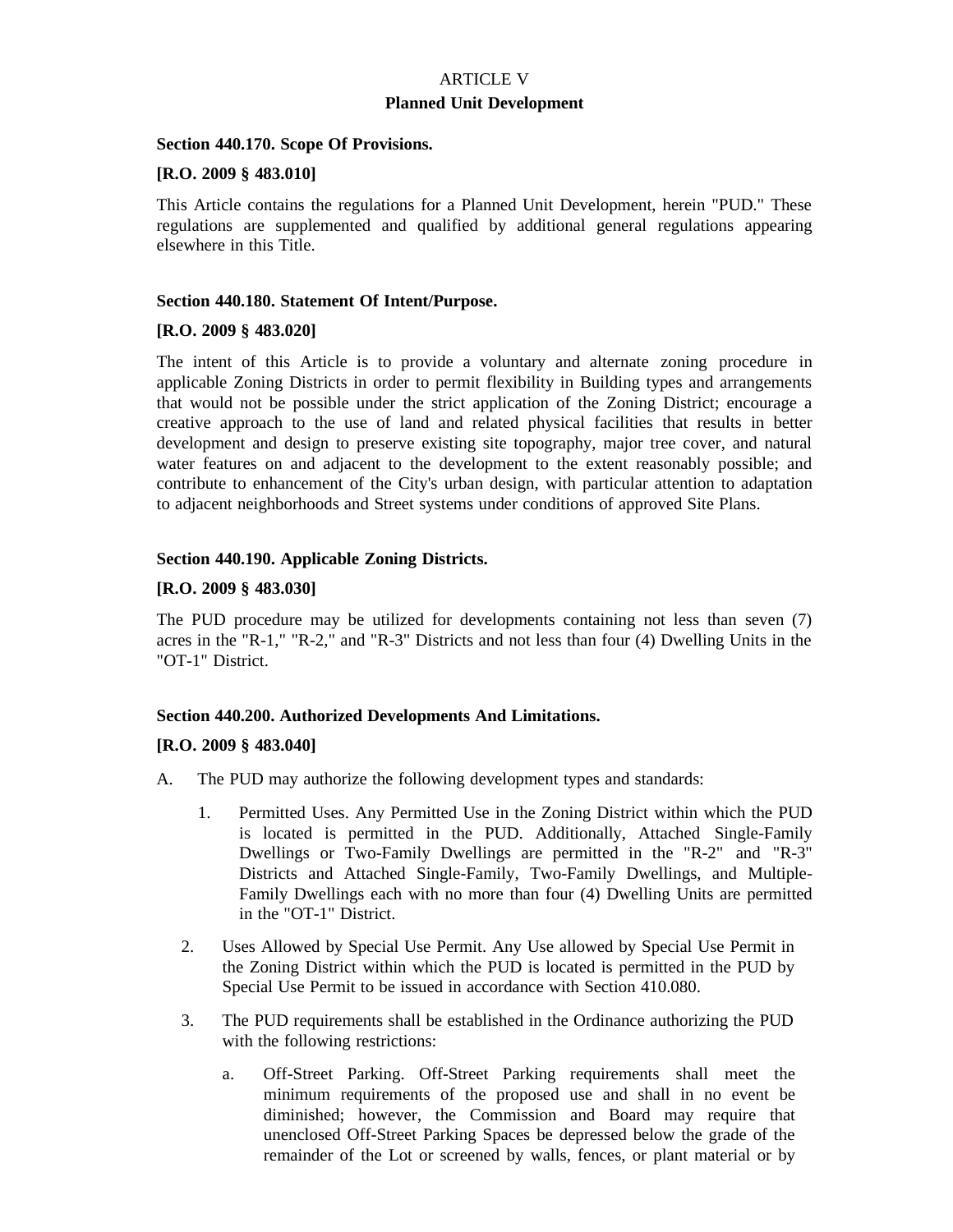# ARTICLE V
## Planned Unit Development

**Section 440.170. Scope Of Provisions.**

**[R.O. 2009 § 483.010]**

This Article contains the regulations for a Planned Unit Development, herein "PUD." These regulations are supplemented and qualified by additional general regulations appearing elsewhere in this Title.

**Section 440.180. Statement Of Intent/Purpose.**

**[R.O. 2009 § 483.020]**

The intent of this Article is to provide a voluntary and alternate zoning procedure in applicable Zoning Districts in order to permit flexibility in Building types and arrangements that would not be possible under the strict application of the Zoning District; encourage a creative approach to the use of land and related physical facilities that results in better development and design to preserve existing site topography, major tree cover, and natural water features on and adjacent to the development to the extent reasonably possible; and contribute to enhancement of the City's urban design, with particular attention to adaptation to adjacent neighborhoods and Street systems under conditions of approved Site Plans.

**Section 440.190. Applicable Zoning Districts.**

**[R.O. 2009 § 483.030]**

The PUD procedure may be utilized for developments containing not less than seven (7) acres in the "R-1," "R-2," and "R-3" Districts and not less than four (4) Dwelling Units in the "OT-1" District.

**Section 440.200. Authorized Developments And Limitations.**

**[R.O. 2009 § 483.040]**

A. The PUD may authorize the following development types and standards:

1. Permitted Uses. Any Permitted Use in the Zoning District within which the PUD is located is permitted in the PUD. Additionally, Attached Single-Family Dwellings or Two-Family Dwellings are permitted in the "R-2" and "R-3" Districts and Attached Single-Family, Two-Family Dwellings, and Multiple-Family Dwellings each with no more than four (4) Dwelling Units are permitted in the "OT-1" District.

2. Uses Allowed by Special Use Permit. Any Use allowed by Special Use Permit in the Zoning District within which the PUD is located is permitted in the PUD by Special Use Permit to be issued in accordance with Section 410.080.

3. The PUD requirements shall be established in the Ordinance authorizing the PUD with the following restrictions:

   a. Off-Street Parking. Off-Street Parking requirements shall meet the minimum requirements of the proposed use and shall in no event be diminished; however, the Commission and Board may require that unenclosed Off-Street Parking Spaces be depressed below the grade of the remainder of the Lot or screened by walls, fences, or plant material or by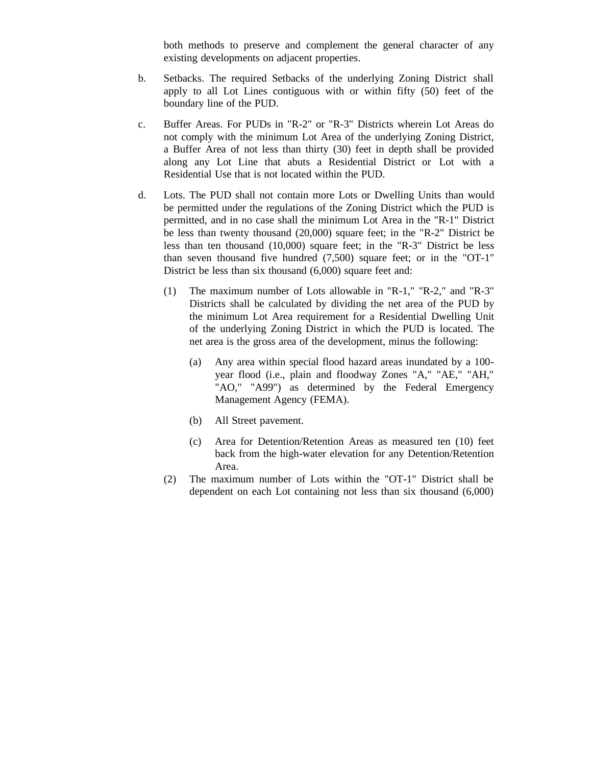both methods to preserve and complement the general character of any existing developments on adjacent properties.

b. Setbacks. The required Setbacks of the underlying Zoning District shall apply to all Lot Lines contiguous with or within fifty (50) feet of the boundary line of the PUD.

c. Buffer Areas. For PUDs in "R-2" or "R-3" Districts wherein Lot Areas do not comply with the minimum Lot Area of the underlying Zoning District, a Buffer Area of not less than thirty (30) feet in depth shall be provided along any Lot Line that abuts a Residential District or Lot with a Residential Use that is not located within the PUD.

d. Lots. The PUD shall not contain more Lots or Dwelling Units than would be permitted under the regulations of the Zoning District which the PUD is permitted, and in no case shall the minimum Lot Area in the "R-1" District be less than twenty thousand (20,000) square feet; in the "R-2" District be less than ten thousand (10,000) square feet; in the "R-3" District be less than seven thousand five hundred (7,500) square feet; or in the "OT-1" District be less than six thousand (6,000) square feet and:

    (1) The maximum number of Lots allowable in "R-1," "R-2," and "R-3" Districts shall be calculated by dividing the net area of the PUD by the minimum Lot Area requirement for a Residential Dwelling Unit of the underlying Zoning District in which the PUD is located. The net area is the gross area of the development, minus the following:

        (a) Any area within special flood hazard areas inundated by a 100-year flood (i.e., plain and floodway Zones "A," "AE," "AH," "AO," "A99") as determined by the Federal Emergency Management Agency (FEMA).

        (b) All Street pavement.

        (c) Area for Detention/Retention Areas as measured ten (10) feet back from the high-water elevation for any Detention/Retention Area.

    (2) The maximum number of Lots within the "OT-1" District shall be dependent on each Lot containing not less than six thousand (6,000)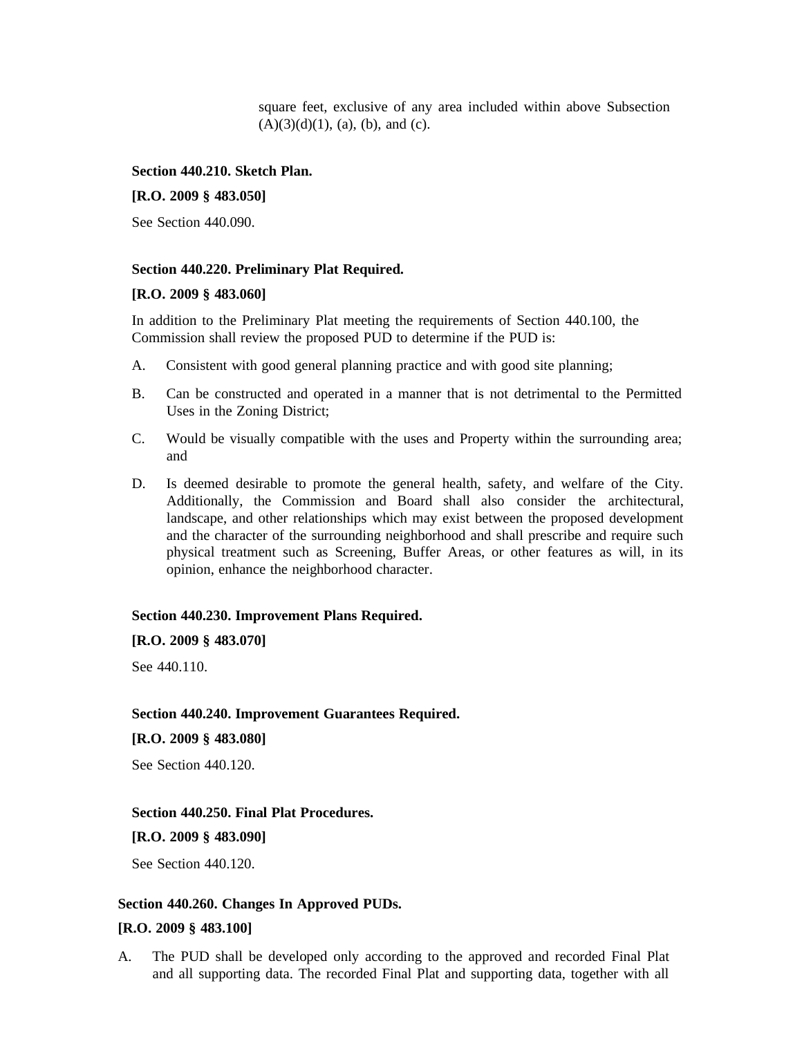square feet, exclusive of any area included within above Subsection (A)(3)(d)(1), (a), (b), and (c).

**Section 440.210. Sketch Plan.**

**[R.O. 2009 § 483.050]**

See Section 440.090.

**Section 440.220. Preliminary Plat Required.**

**[R.O. 2009 § 483.060]**

In addition to the Preliminary Plat meeting the requirements of Section 440.100, the Commission shall review the proposed PUD to determine if the PUD is:

A. Consistent with good general planning practice and with good site planning;

B. Can be constructed and operated in a manner that is not detrimental to the Permitted Uses in the Zoning District;

C. Would be visually compatible with the uses and Property within the surrounding area; and

D. Is deemed desirable to promote the general health, safety, and welfare of the City. Additionally, the Commission and Board shall also consider the architectural, landscape, and other relationships which may exist between the proposed development and the character of the surrounding neighborhood and shall prescribe and require such physical treatment such as Screening, Buffer Areas, or other features as will, in its opinion, enhance the neighborhood character.

**Section 440.230. Improvement Plans Required.**

**[R.O. 2009 § 483.070]**

See 440.110.

**Section 440.240. Improvement Guarantees Required.**

**[R.O. 2009 § 483.080]**

See Section 440.120.

**Section 440.250. Final Plat Procedures.**

**[R.O. 2009 § 483.090]**

See Section 440.120.

**Section 440.260. Changes In Approved PUDs.**

**[R.O. 2009 § 483.100]**

A. The PUD shall be developed only according to the approved and recorded Final Plat and all supporting data. The recorded Final Plat and supporting data, together with all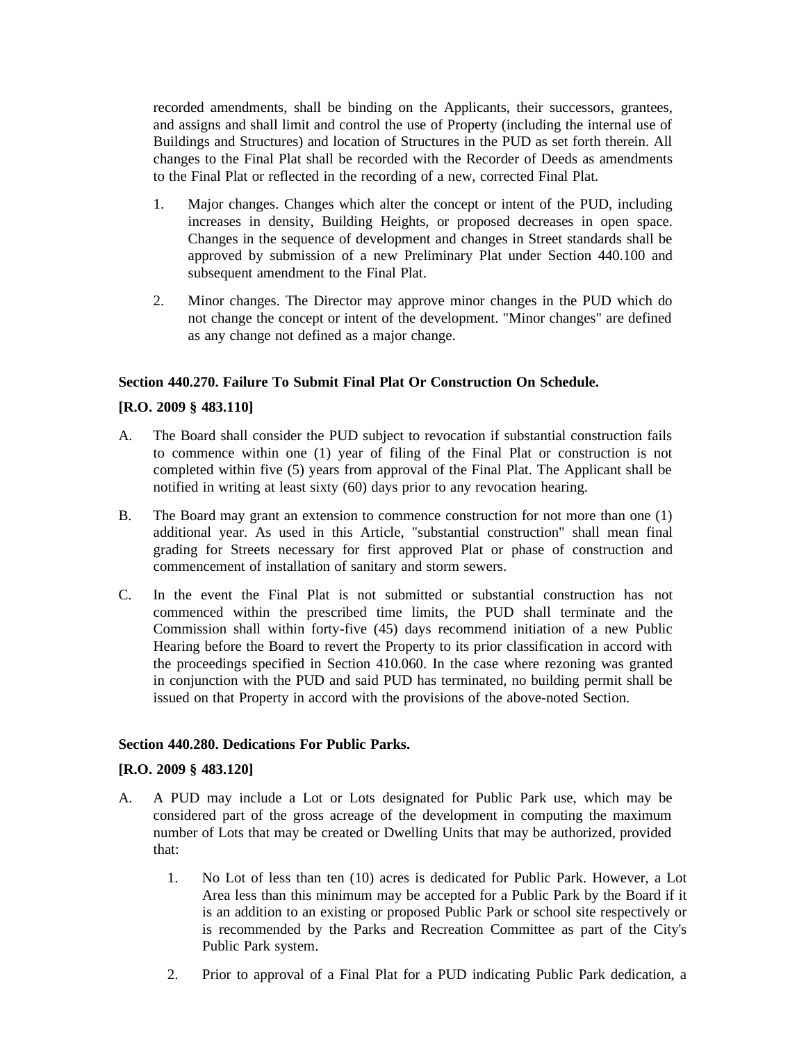recorded amendments, shall be binding on the Applicants, their successors, grantees, and assigns and shall limit and control the use of Property (including the internal use of Buildings and Structures) and location of Structures in the PUD as set forth therein. All changes to the Final Plat shall be recorded with the Recorder of Deeds as amendments to the Final Plat or reflected in the recording of a new, corrected Final Plat.

1. Major changes. Changes which alter the concept or intent of the PUD, including increases in density, Building Heights, or proposed decreases in open space. Changes in the sequence of development and changes in Street standards shall be approved by submission of a new Preliminary Plat under Section 440.100 and subsequent amendment to the Final Plat.

2. Minor changes. The Director may approve minor changes in the PUD which do not change the concept or intent of the development. "Minor changes" are defined as any change not defined as a major change.

### Section 440.270. Failure To Submit Final Plat Or Construction On Schedule.

**[R.O. 2009 § 483.110]**

A. The Board shall consider the PUD subject to revocation if substantial construction fails to commence within one (1) year of filing of the Final Plat or construction is not completed within five (5) years from approval of the Final Plat. The Applicant shall be notified in writing at least sixty (60) days prior to any revocation hearing.

B. The Board may grant an extension to commence construction for not more than one (1) additional year. As used in this Article, "substantial construction" shall mean final grading for Streets necessary for first approved Plat or phase of construction and commencement of installation of sanitary and storm sewers.

C. In the event the Final Plat is not submitted or substantial construction has not commenced within the prescribed time limits, the PUD shall terminate and the Commission shall within forty-five (45) days recommend initiation of a new Public Hearing before the Board to revert the Property to its prior classification in accord with the proceedings specified in Section 410.060. In the case where rezoning was granted in conjunction with the PUD and said PUD has terminated, no building permit shall be issued on that Property in accord with the provisions of the above-noted Section.

### Section 440.280. Dedications For Public Parks.

**[R.O. 2009 § 483.120]**

A. A PUD may include a Lot or Lots designated for Public Park use, which may be considered part of the gross acreage of the development in computing the maximum number of Lots that may be created or Dwelling Units that may be authorized, provided that:

1. No Lot of less than ten (10) acres is dedicated for Public Park. However, a Lot Area less than this minimum may be accepted for a Public Park by the Board if it is an addition to an existing or proposed Public Park or school site respectively or is recommended by the Parks and Recreation Committee as part of the City's Public Park system.

2. Prior to approval of a Final Plat for a PUD indicating Public Park dedication, a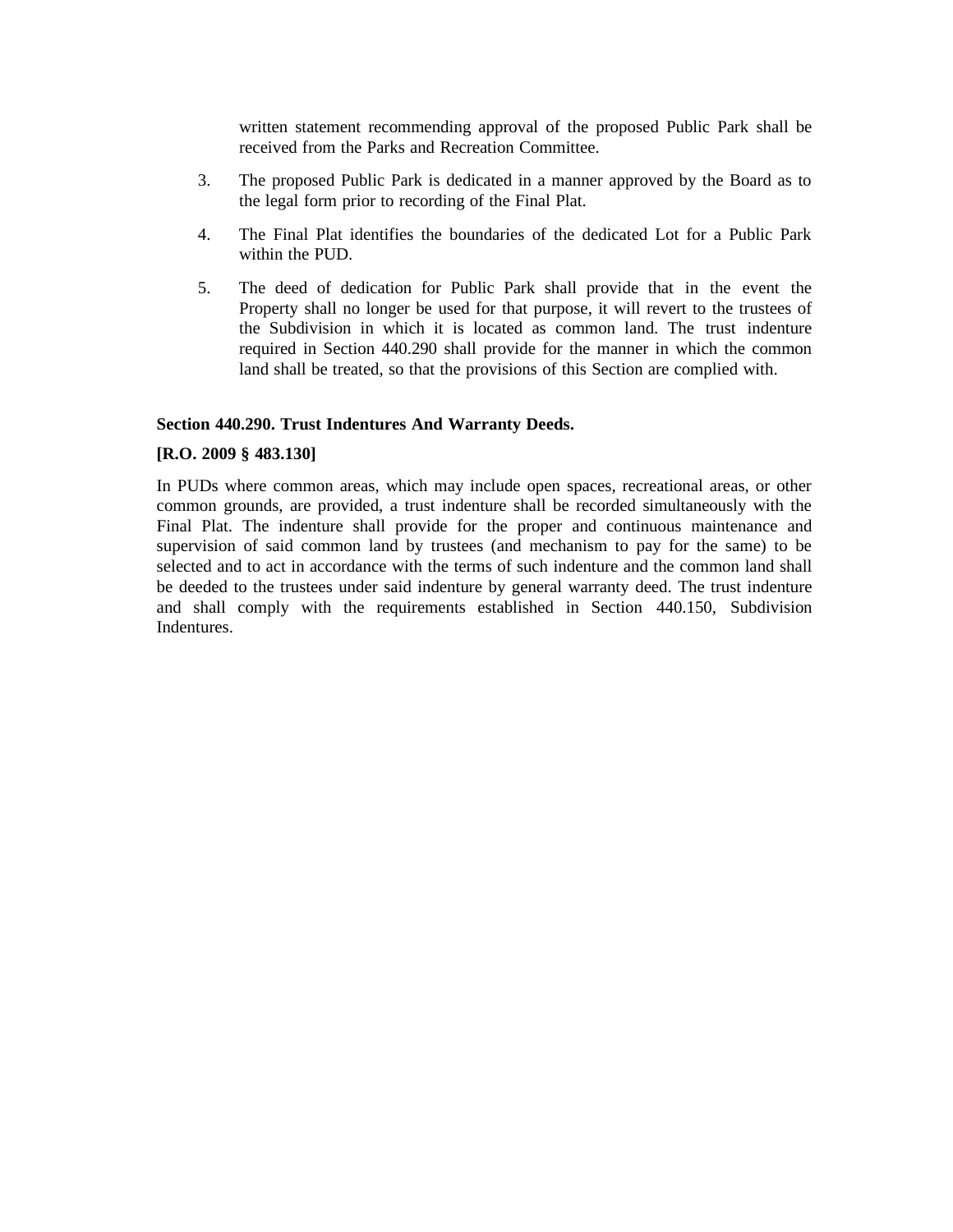written statement recommending approval of the proposed Public Park shall be received from the Parks and Recreation Committee.

3. The proposed Public Park is dedicated in a manner approved by the Board as to the legal form prior to recording of the Final Plat.

4. The Final Plat identifies the boundaries of the dedicated Lot for a Public Park within the PUD.

5. The deed of dedication for Public Park shall provide that in the event the Property shall no longer be used for that purpose, it will revert to the trustees of the Subdivision in which it is located as common land. The trust indenture required in Section 440.290 shall provide for the manner in which the common land shall be treated, so that the provisions of this Section are complied with.

**Section 440.290. Trust Indentures And Warranty Deeds.**

**[R.O. 2009 § 483.130]**

In PUDs where common areas, which may include open spaces, recreational areas, or other common grounds, are provided, a trust indenture shall be recorded simultaneously with the Final Plat. The indenture shall provide for the proper and continuous maintenance and supervision of said common land by trustees (and mechanism to pay for the same) to be selected and to act in accordance with the terms of such indenture and the common land shall be deeded to the trustees under said indenture by general warranty deed. The trust indenture and shall comply with the requirements established in Section 440.150, Subdivision Indentures.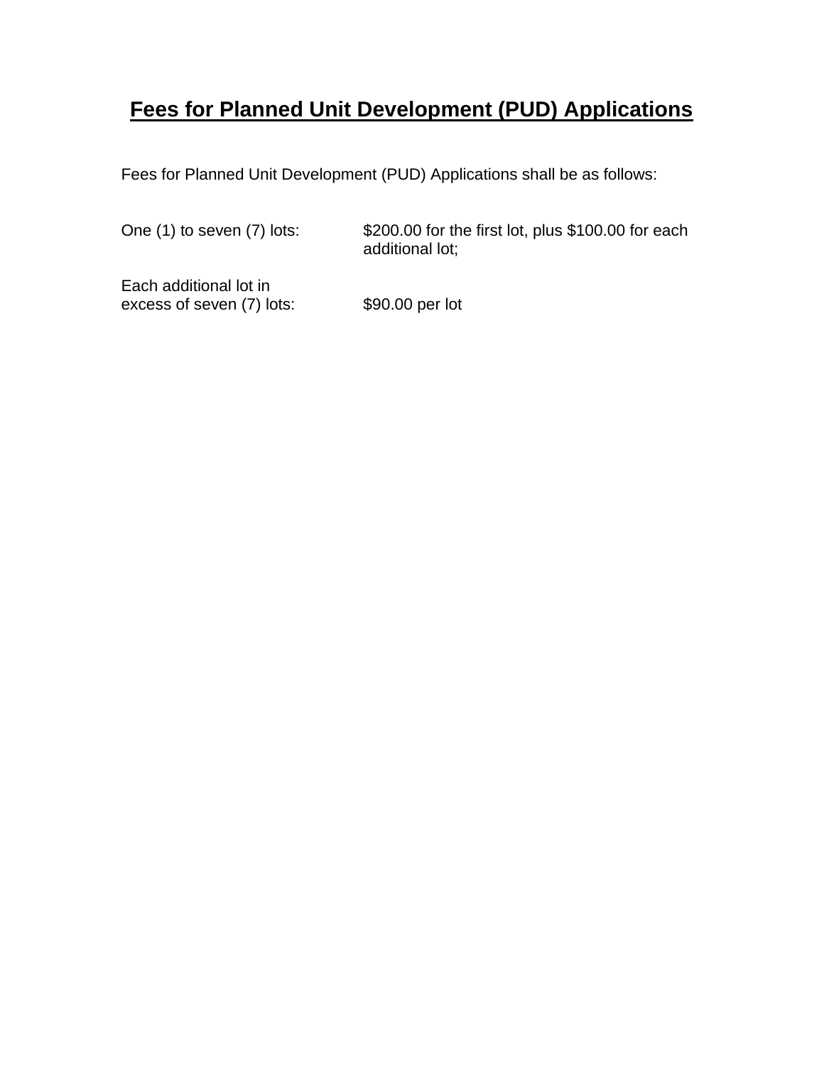# Fees for Planned Unit Development (PUD) Applications

Fees for Planned Unit Development (PUD) Applications shall be as follows:

| | |
|---|---|
| One (1) to seven (7) lots: | $200.00 for the first lot, plus $100.00 for each additional lot; |
| Each additional lot in excess of seven (7) lots: | $90.00 per lot |